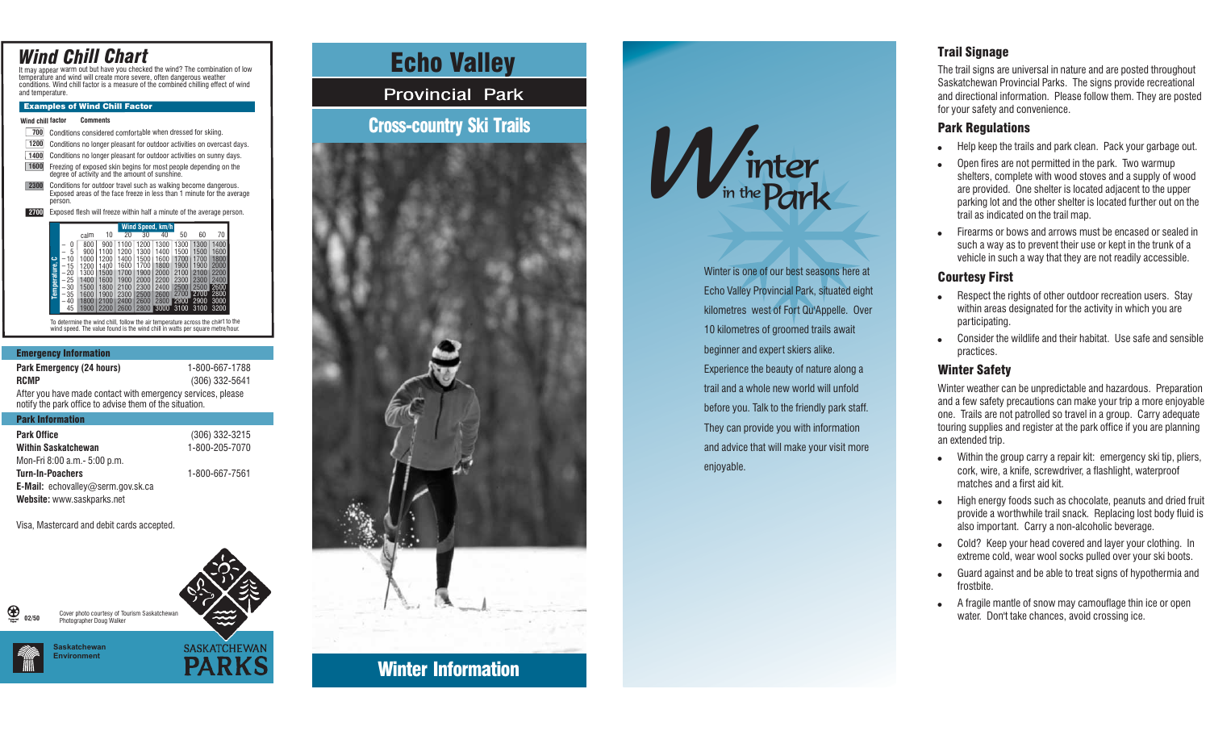# Wind Chill Chart

It may appear warm out but have you checked the wind? The combination of low temperature and wind will create more severe, often dangerous weather conditions. Wind chill factor is a measure of the combined chilling effect of wind and temperature.

### Examples of Wind Chill Factor

| Wind chill factor | Comments |
|---|---|
| 700 | Conditions considered comfortable when dressed for skiing. |
| 1200 | Conditions no longer pleasant for outdoor activities on overcast days. |
| 1400 | Conditions no longer pleasant for outdoor activities on sunny days. |
| 1600 | Freezing of exposed skin begins for most people depending on the degree of activity and the amount of sunshine. |
| 2300 | Conditions for outdoor travel such as walking become dangerous. Exposed areas of the face freeze in less than 1 minute for the average person. |
| 2700 | Exposed flesh will freeze within half a minute of the average person. |

| Temperature, C | Wind Speed, km/h: calm | 10 | 20 | 30 | 40 | 50 | 60 | 70 |
|---|---|---|---|---|---|---|---|---|
| – 0 | 800 | 900 | 1100 | 1200 | 1300 | 1300 | 1300 | 1400 |
| – 5 | 900 | 1100 | 1200 | 1300 | 1400 | 1500 | 1500 | 1600 |
| – 10 | 1000 | 1200 | 1400 | 1500 | 1600 | 1700 | 1700 | 1800 |
| – 15 | 1200 | 1400 | 1600 | 1700 | 1800 | 1900 | 1900 | 2000 |
| – 20 | 1300 | 1500 | 1700 | 1900 | 2000 | 2100 | 2100 | 2200 |
| – 25 | 1400 | 1600 | 1900 | 2000 | 2200 | 2300 | 2300 | 2400 |
| – 30 | 1500 | 1800 | 2100 | 2300 | 2400 | 2500 | 2500 | 2600 |
| – 35 | 1600 | 1900 | 2300 | 2500 | 2600 | 2700 | 2700 | 2800 |
| – 40 | 1800 | 2100 | 2400 | 2600 | 2800 | 2900 | 2900 | 3000 |
| – 45 | 1900 | 2200 | 2600 | 2800 | 3000 | 3100 | 3100 | 3200 |

To determine the wind chill, follow the air temperature across the chart to the wind speed. The value found is the wind chill in watts per square metre/hour.

### Emergency Information

**Park Emergency (24 hours)** 1-800-667-1788
**RCMP** (306) 332-5641

After you have made contact with emergency services, please notify the park office to advise them of the situation.

### Park Information

**Park Office** (306) 332-3215
**Within Saskatchewan** 1-800-205-7070
Mon-Fri 8:00 a.m.- 5:00 p.m.
**Turn-In-Poachers** 1-800-667-7561
**E-Mail:** echovalley@serm.gov.sk.ca
**Website:** www.saskparks.net

Visa, Mastercard and debit cards accepted.

02/50

Cover photo courtesy of Tourism Saskatchewan
Photographer Doug Walker

Saskatchewan Environment

SASKATCHEWAN PARKS

# Echo Valley

## Provincial Park

## Cross-country Ski Trails

## Winter Information

# Winter in the Park

Winter is one of our best seasons here at Echo Valley Provincial Park, situated eight kilometres west of Fort Qu'Appelle. Over 10 kilometres of groomed trails await beginner and expert skiers alike. Experience the beauty of nature along a trail and a whole new world will unfold before you. Talk to the friendly park staff. They can provide you with information and advice that will make your visit more enjoyable.

## Trail Signage

The trail signs are universal in nature and are posted throughout Saskatchewan Provincial Parks. The signs provide recreational and directional information. Please follow them. They are posted for your safety and convenience.

## Park Regulations

- Help keep the trails and park clean. Pack your garbage out.
- Open fires are not permitted in the park. Two warmup shelters, complete with wood stoves and a supply of wood are provided. One shelter is located adjacent to the upper parking lot and the other shelter is located further out on the trail as indicated on the trail map.
- Firearms or bows and arrows must be encased or sealed in such a way as to prevent their use or kept in the trunk of a vehicle in such a way that they are not readily accessible.

## Courtesy First

- Respect the rights of other outdoor recreation users. Stay within areas designated for the activity in which you are participating.
- Consider the wildlife and their habitat. Use safe and sensible practices.

## Winter Safety

Winter weather can be unpredictable and hazardous. Preparation and a few safety precautions can make your trip a more enjoyable one. Trails are not patrolled so travel in a group. Carry adequate touring supplies and register at the park office if you are planning an extended trip.

- Within the group carry a repair kit: emergency ski tip, pliers, cork, wire, a knife, screwdriver, a flashlight, waterproof matches and a first aid kit.
- High energy foods such as chocolate, peanuts and dried fruit provide a worthwhile trail snack. Replacing lost body fluid is also important. Carry a non-alcoholic beverage.
- Cold? Keep your head covered and layer your clothing. In extreme cold, wear wool socks pulled over your ski boots.
- Guard against and be able to treat signs of hypothermia and frostbite.
- A fragile mantle of snow may camouflage thin ice or open water. Don't take chances, avoid crossing ice.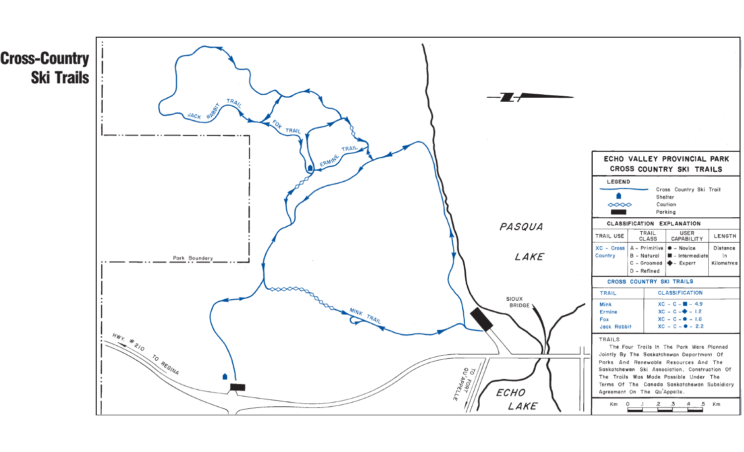# Cross-Country Ski Trails

JACK RABBIT TRAIL

FOX TRAIL

ERMINE TRAIL

MINK TRAIL

Park Boundary

HWY. # 210 TO REGINA

TO FORT QU'APPELLE

PASQUA LAKE

SIOUX BRIDGE

ECHO LAKE

## ECHO VALLEY PROVINCIAL PARK CROSS COUNTRY SKI TRAILS

**LEGEND**

- Cross Country Ski Trail
- Shelter
- Caution
- Parking

**CLASSIFICATION EXPLANATION**

| TRAIL USE | TRAIL CLASS | USER CAPABILITY | LENGTH |
|---|---|---|---|
| XC – Cross Country | A – Primitive | ● – Novice | Distance In Kilometres |
| | B – Natural | ■ – Intermediate | |
| | C – Groomed | ◆ – Expert | |
| | D – Refined | | |

**CROSS COUNTRY SKI TRAILS**

| TRAIL | CLASSIFICATION |
|---|---|
| Mink | XC – C – ■ – 4.9 |
| Ermine | XC – C – ◆ – 1.2 |
| Fox | XC – C – ● – 1.6 |
| Jack Rabbit | XC – C – ● – 2.2 |

**TRAILS**

The Four Trails In The Park Were Planned Jointly By The Saskatchewan Department Of Parks And Renewable Resources And The Saskatchewan Ski Association. Construction Of The Trails Was Made Possible Under The Terms Of The Canada Saskatchewan Subsidiary Agreement On The Qu'Appelle.

Km 0 .1 .2 .3 .4 .5 Km